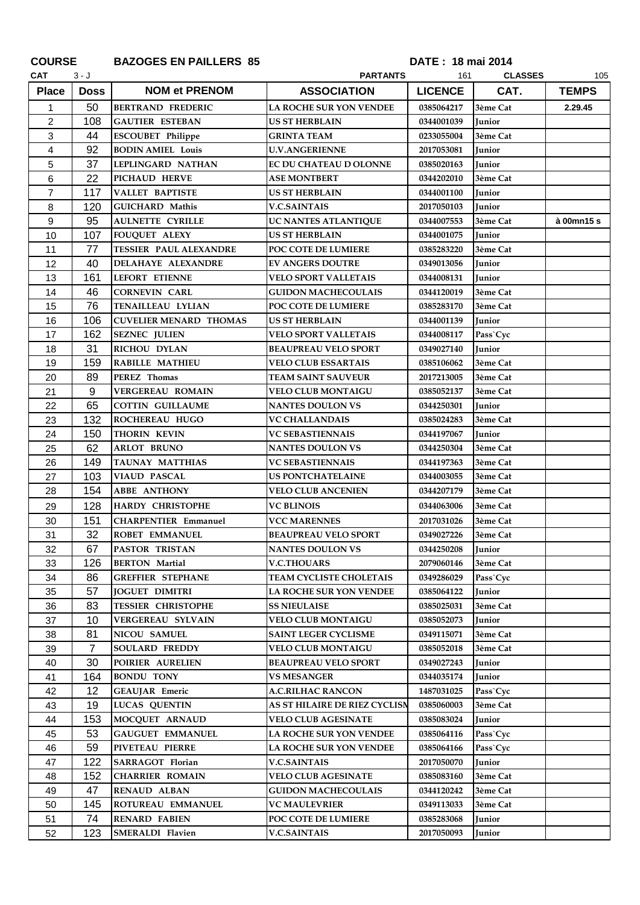**COURSE** **BAZOGES EN PAILLERS 85** **DATE : 18 mai 2014**

**CAT** 3 - J **PARTANTS** 161 **CLASSES** 105

| Place | Doss | NOM et PRENOM | ASSOCIATION | LICENCE | CAT. | TEMPS |
|---|---|---|---|---|---|---|
| 1 | 50 | BERTRAND FREDERIC | LA ROCHE SUR YON VENDEE | 0385064217 | 3ème Cat | 2.29.45 |
| 2 | 108 | GAUTIER ESTEBAN | US ST HERBLAIN | 0344001039 | Junior | |
| 3 | 44 | ESCOUBET Philippe | GRINTA TEAM | 0233055004 | 3ème Cat | |
| 4 | 92 | BODIN AMIEL Louis | U.V.ANGERIENNE | 2017053081 | Junior | |
| 5 | 37 | LEPLINGARD NATHAN | EC DU CHATEAU D OLONNE | 0385020163 | Junior | |
| 6 | 22 | PICHAUD HERVE | ASE MONTBERT | 0344202010 | 3ème Cat | |
| 7 | 117 | VALLET BAPTISTE | US ST HERBLAIN | 0344001100 | Junior | |
| 8 | 120 | GUICHARD Mathis | V.C.SAINTAIS | 2017050103 | Junior | |
| 9 | 95 | AULNETTE CYRILLE | UC NANTES ATLANTIQUE | 0344007553 | 3ème Cat | à 00mn15 s |
| 10 | 107 | FOUQUET ALEXY | US ST HERBLAIN | 0344001075 | Junior | |
| 11 | 77 | TESSIER PAUL ALEXANDRE | POC COTE DE LUMIERE | 0385283220 | 3ème Cat | |
| 12 | 40 | DELAHAYE ALEXANDRE | EV ANGERS DOUTRE | 0349013056 | Junior | |
| 13 | 161 | LEFORT ETIENNE | VELO SPORT VALLETAIS | 0344008131 | Junior | |
| 14 | 46 | CORNEVIN CARL | GUIDON MACHECOULAIS | 0344120019 | 3ème Cat | |
| 15 | 76 | TENAILLEAU LYLIAN | POC COTE DE LUMIERE | 0385283170 | 3ème Cat | |
| 16 | 106 | CUVELIER MENARD THOMAS | US ST HERBLAIN | 0344001139 | Junior | |
| 17 | 162 | SEZNEC JULIEN | VELO SPORT VALLETAIS | 0344008117 | Pass`Cyc | |
| 18 | 31 | RICHOU DYLAN | BEAUPREAU VELO SPORT | 0349027140 | Junior | |
| 19 | 159 | RABILLE MATHIEU | VELO CLUB ESSARTAIS | 0385106062 | 3ème Cat | |
| 20 | 89 | PEREZ Thomas | TEAM SAINT SAUVEUR | 2017213005 | 3ème Cat | |
| 21 | 9 | VERGEREAU ROMAIN | VELO CLUB MONTAIGU | 0385052137 | 3ème Cat | |
| 22 | 65 | COTTIN GUILLAUME | NANTES DOULON VS | 0344250301 | Junior | |
| 23 | 132 | ROCHEREAU HUGO | VC CHALLANDAIS | 0385024283 | 3ème Cat | |
| 24 | 150 | THORIN KEVIN | VC SEBASTIENNAIS | 0344197067 | Junior | |
| 25 | 62 | ARLOT BRUNO | NANTES DOULON VS | 0344250304 | 3ème Cat | |
| 26 | 149 | TAUNAY MATTHIAS | VC SEBASTIENNAIS | 0344197363 | 3ème Cat | |
| 27 | 103 | VIAUD PASCAL | US PONTCHATELAINE | 0344003055 | 3ème Cat | |
| 28 | 154 | ABBE ANTHONY | VELO CLUB ANCENIEN | 0344207179 | 3ème Cat | |
| 29 | 128 | HARDY CHRISTOPHE | VC BLINOIS | 0344063006 | 3ème Cat | |
| 30 | 151 | CHARPENTIER Emmanuel | VCC MARENNES | 2017031026 | 3ème Cat | |
| 31 | 32 | ROBET EMMANUEL | BEAUPREAU VELO SPORT | 0349027226 | 3ème Cat | |
| 32 | 67 | PASTOR TRISTAN | NANTES DOULON VS | 0344250208 | Junior | |
| 33 | 126 | BERTON Martial | V.C.THOUARS | 2079060146 | 3ème Cat | |
| 34 | 86 | GREFFIER STEPHANE | TEAM CYCLISTE CHOLETAIS | 0349286029 | Pass`Cyc | |
| 35 | 57 | JOGUET DIMITRI | LA ROCHE SUR YON VENDEE | 0385064122 | Junior | |
| 36 | 83 | TESSIER CHRISTOPHE | SS NIEULAISE | 0385025031 | 3ème Cat | |
| 37 | 10 | VERGEREAU SYLVAIN | VELO CLUB MONTAIGU | 0385052073 | Junior | |
| 38 | 81 | NICOU SAMUEL | SAINT LEGER CYCLISME | 0349115071 | 3ème Cat | |
| 39 | 7 | SOULARD FREDDY | VELO CLUB MONTAIGU | 0385052018 | 3ème Cat | |
| 40 | 30 | POIRIER AURELIEN | BEAUPREAU VELO SPORT | 0349027243 | Junior | |
| 41 | 164 | BONDU TONY | VS MESANGER | 0344035174 | Junior | |
| 42 | 12 | GEAUJAR Emeric | A.C.RILHAC RANCON | 1487031025 | Pass`Cyc | |
| 43 | 19 | LUCAS QUENTIN | AS ST HILAIRE DE RIEZ CYCLISM | 0385060003 | 3ème Cat | |
| 44 | 153 | MOCQUET ARNAUD | VELO CLUB AGESINATE | 0385083024 | Junior | |
| 45 | 53 | GAUGUET EMMANUEL | LA ROCHE SUR YON VENDEE | 0385064116 | Pass`Cyc | |
| 46 | 59 | PIVETEAU PIERRE | LA ROCHE SUR YON VENDEE | 0385064166 | Pass`Cyc | |
| 47 | 122 | SARRAGOT Florian | V.C.SAINTAIS | 2017050070 | Junior | |
| 48 | 152 | CHARRIER ROMAIN | VELO CLUB AGESINATE | 0385083160 | 3ème Cat | |
| 49 | 47 | RENAUD ALBAN | GUIDON MACHECOULAIS | 0344120242 | 3ème Cat | |
| 50 | 145 | ROTUREAU EMMANUEL | VC MAULEVRIER | 0349113033 | 3ème Cat | |
| 51 | 74 | RENARD FABIEN | POC COTE DE LUMIERE | 0385283068 | Junior | |
| 52 | 123 | SMERALDI Flavien | V.C.SAINTAIS | 2017050093 | Junior | |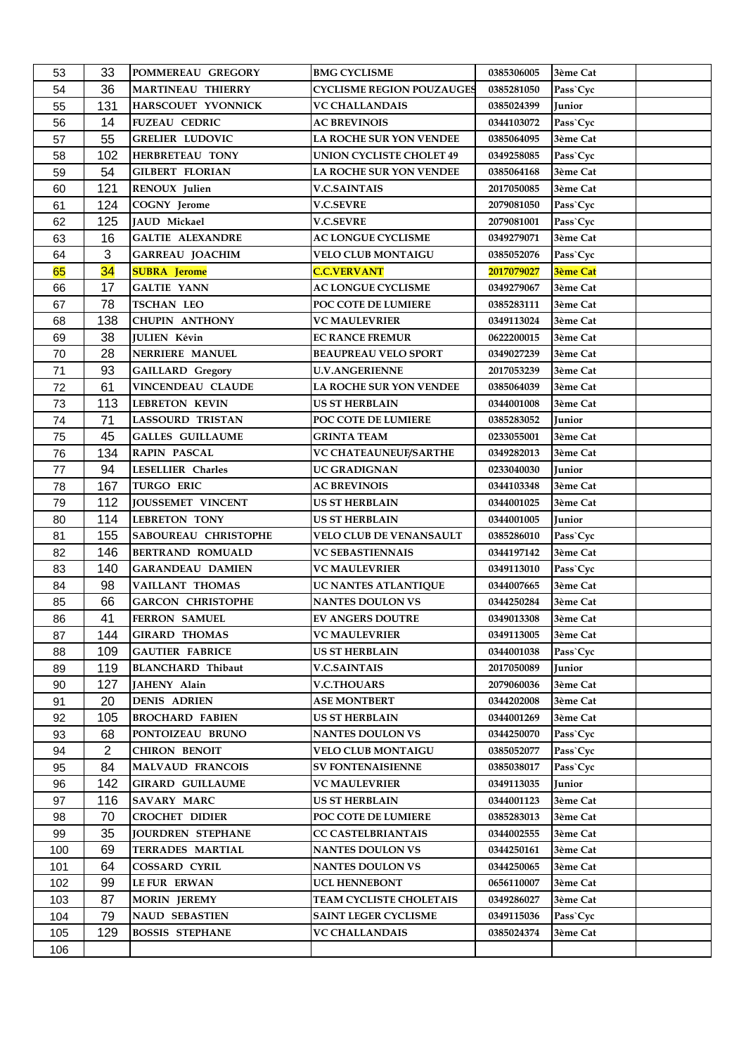| | | | | | | |
|---|---|---|---|---|---|---|
| 53 | 33 | POMMEREAU GREGORY | BMG CYCLISME | 0385306005 | 3ème Cat | |
| 54 | 36 | MARTINEAU THIERRY | CYCLISME REGION POUZAUGES | 0385281050 | Pass`Cyc | |
| 55 | 131 | HARSCOUET YVONNICK | VC CHALLANDAIS | 0385024399 | Junior | |
| 56 | 14 | FUZEAU CEDRIC | AC BREVINOIS | 0344103072 | Pass`Cyc | |
| 57 | 55 | GRELIER LUDOVIC | LA ROCHE SUR YON VENDEE | 0385064095 | 3ème Cat | |
| 58 | 102 | HERBRETEAU TONY | UNION CYCLISTE CHOLET 49 | 0349258085 | Pass`Cyc | |
| 59 | 54 | GILBERT FLORIAN | LA ROCHE SUR YON VENDEE | 0385064168 | 3ème Cat | |
| 60 | 121 | RENOUX Julien | V.C.SAINTAIS | 2017050085 | 3ème Cat | |
| 61 | 124 | COGNY Jerome | V.C.SEVRE | 2079081050 | Pass`Cyc | |
| 62 | 125 | JAUD Mickael | V.C.SEVRE | 2079081001 | Pass`Cyc | |
| 63 | 16 | GALTIE ALEXANDRE | AC LONGUE CYCLISME | 0349279071 | 3ème Cat | |
| 64 | 3 | GARREAU JOACHIM | VELO CLUB MONTAIGU | 0385052076 | Pass`Cyc | |
| 65 | 34 | SUBRA Jerome | C.C.VERVANT | 2017079027 | 3ème Cat | |
| 66 | 17 | GALTIE YANN | AC LONGUE CYCLISME | 0349279067 | 3ème Cat | |
| 67 | 78 | TSCHAN LEO | POC COTE DE LUMIERE | 0385283111 | 3ème Cat | |
| 68 | 138 | CHUPIN ANTHONY | VC MAULEVRIER | 0349113024 | 3ème Cat | |
| 69 | 38 | JULIEN Kévin | EC RANCE FREMUR | 0622200015 | 3ème Cat | |
| 70 | 28 | NERRIERE MANUEL | BEAUPREAU VELO SPORT | 0349027239 | 3ème Cat | |
| 71 | 93 | GAILLARD Gregory | U.V.ANGERIENNE | 2017053239 | 3ème Cat | |
| 72 | 61 | VINCENDEAU CLAUDE | LA ROCHE SUR YON VENDEE | 0385064039 | 3ème Cat | |
| 73 | 113 | LEBRETON KEVIN | US ST HERBLAIN | 0344001008 | 3ème Cat | |
| 74 | 71 | LASSOURD TRISTAN | POC COTE DE LUMIERE | 0385283052 | Junior | |
| 75 | 45 | GALLES GUILLAUME | GRINTA TEAM | 0233055001 | 3ème Cat | |
| 76 | 134 | RAPIN PASCAL | VC CHATEAUNEUF/SARTHE | 0349282013 | 3ème Cat | |
| 77 | 94 | LESELLIER Charles | UC GRADIGNAN | 0233040030 | Junior | |
| 78 | 167 | TURGO ERIC | AC BREVINOIS | 0344103348 | 3ème Cat | |
| 79 | 112 | JOUSSEMET VINCENT | US ST HERBLAIN | 0344001025 | 3ème Cat | |
| 80 | 114 | LEBRETON TONY | US ST HERBLAIN | 0344001005 | Junior | |
| 81 | 155 | SABOUREAU CHRISTOPHE | VELO CLUB DE VENANSAULT | 0385286010 | Pass`Cyc | |
| 82 | 146 | BERTRAND ROMUALD | VC SEBASTIENNAIS | 0344197142 | 3ème Cat | |
| 83 | 140 | GARANDEAU DAMIEN | VC MAULEVRIER | 0349113010 | Pass`Cyc | |
| 84 | 98 | VAILLANT THOMAS | UC NANTES ATLANTIQUE | 0344007665 | 3ème Cat | |
| 85 | 66 | GARCON CHRISTOPHE | NANTES DOULON VS | 0344250284 | 3ème Cat | |
| 86 | 41 | FERRON SAMUEL | EV ANGERS DOUTRE | 0349013308 | 3ème Cat | |
| 87 | 144 | GIRARD THOMAS | VC MAULEVRIER | 0349113005 | 3ème Cat | |
| 88 | 109 | GAUTIER FABRICE | US ST HERBLAIN | 0344001038 | Pass`Cyc | |
| 89 | 119 | BLANCHARD Thibaut | V.C.SAINTAIS | 2017050089 | Junior | |
| 90 | 127 | JAHENY Alain | V.C.THOUARS | 2079060036 | 3ème Cat | |
| 91 | 20 | DENIS ADRIEN | ASE MONTBERT | 0344202008 | 3ème Cat | |
| 92 | 105 | BROCHARD FABIEN | US ST HERBLAIN | 0344001269 | 3ème Cat | |
| 93 | 68 | PONTOIZEAU BRUNO | NANTES DOULON VS | 0344250070 | Pass`Cyc | |
| 94 | 2 | CHIRON BENOIT | VELO CLUB MONTAIGU | 0385052077 | Pass`Cyc | |
| 95 | 84 | MALVAUD FRANCOIS | SV FONTENAISIENNE | 0385038017 | Pass`Cyc | |
| 96 | 142 | GIRARD GUILLAUME | VC MAULEVRIER | 0349113035 | Junior | |
| 97 | 116 | SAVARY MARC | US ST HERBLAIN | 0344001123 | 3ème Cat | |
| 98 | 70 | CROCHET DIDIER | POC COTE DE LUMIERE | 0385283013 | 3ème Cat | |
| 99 | 35 | JOURDREN STEPHANE | CC CASTELBRIANTAIS | 0344002555 | 3ème Cat | |
| 100 | 69 | TERRADES MARTIAL | NANTES DOULON VS | 0344250161 | 3ème Cat | |
| 101 | 64 | COSSARD CYRIL | NANTES DOULON VS | 0344250065 | 3ème Cat | |
| 102 | 99 | LE FUR ERWAN | UCL HENNEBONT | 0656110007 | 3ème Cat | |
| 103 | 87 | MORIN JEREMY | TEAM CYCLISTE CHOLETAIS | 0349286027 | 3ème Cat | |
| 104 | 79 | NAUD SEBASTIEN | SAINT LEGER CYCLISME | 0349115036 | Pass`Cyc | |
| 105 | 129 | BOSSIS STEPHANE | VC CHALLANDAIS | 0385024374 | 3ème Cat | |
| 106 | | | | | | |